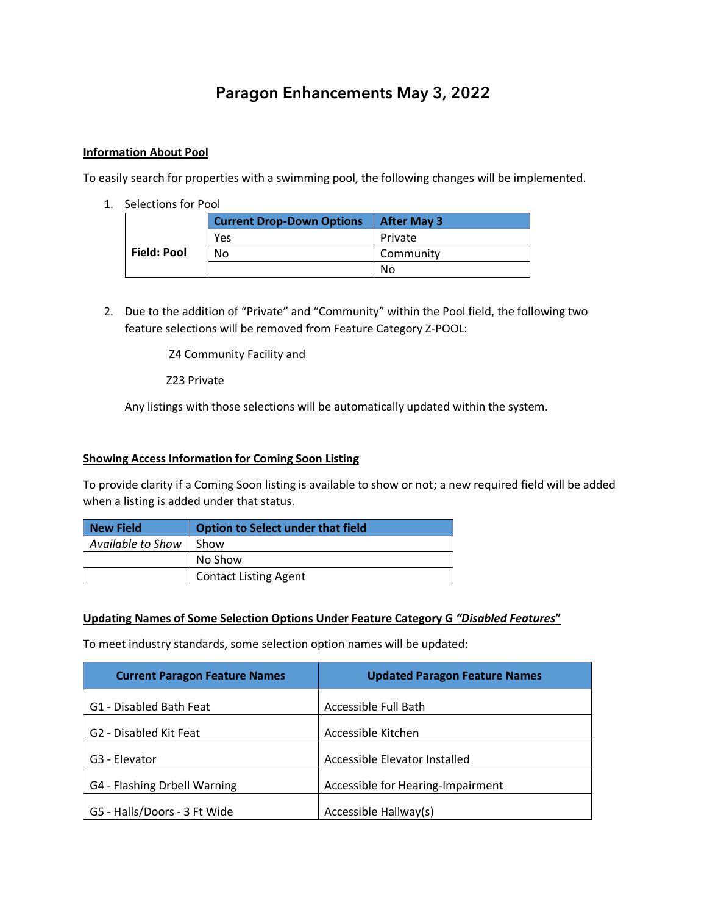# Paragon Enhancements May 3, 2022

**Information About Pool**

To easily search for properties with a swimming pool, the following changes will be implemented.

1. Selections for Pool

| | Current Drop-Down Options | After May 3 |
|---|---|---|
| **Field: Pool** | Yes | Private |
| | No | Community |
| | | No |

2. Due to the addition of "Private" and "Community" within the Pool field, the following two feature selections will be removed from Feature Category Z-POOL:

   Z4 Community Facility and

   Z23 Private

   Any listings with those selections will be automatically updated within the system.

**Showing Access Information for Coming Soon Listing**

To provide clarity if a Coming Soon listing is available to show or not; a new required field will be added when a listing is added under that status.

| New Field | Option to Select under that field |
|---|---|
| *Available to Show* | Show |
| | No Show |
| | Contact Listing Agent |

**Updating Names of Some Selection Options Under Feature Category G *"Disabled Features"***

To meet industry standards, some selection option names will be updated:

| Current Paragon Feature Names | Updated Paragon Feature Names |
|---|---|
| G1 - Disabled Bath Feat | Accessible Full Bath |
| G2 - Disabled Kit Feat | Accessible Kitchen |
| G3 - Elevator | Accessible Elevator Installed |
| G4 - Flashing Drbell Warning | Accessible for Hearing-Impairment |
| G5 - Halls/Doors - 3 Ft Wide | Accessible Hallway(s) |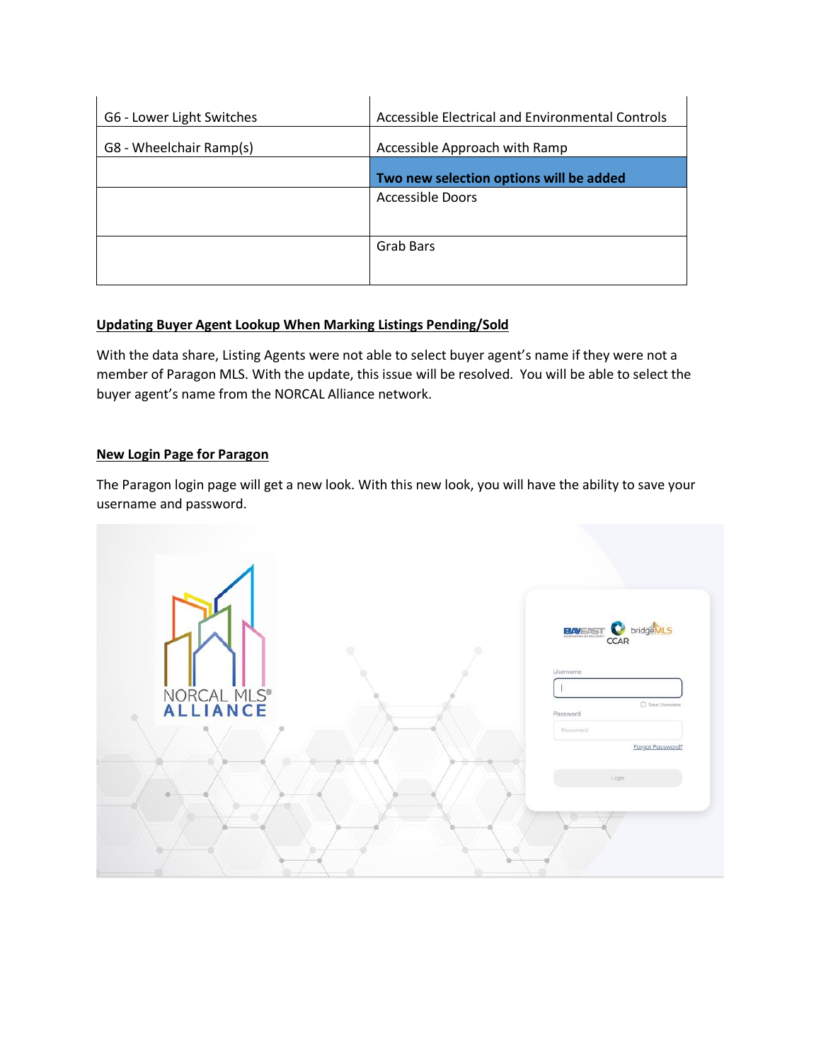| | |
|---|---|
| G6 - Lower Light Switches | Accessible Electrical and Environmental Controls |
| G8 - Wheelchair Ramp(s) | Accessible Approach with Ramp |
| | **Two new selection options will be added** |
| | Accessible Doors |
| | Grab Bars |

**Updating Buyer Agent Lookup When Marking Listings Pending/Sold**

With the data share, Listing Agents were not able to select buyer agent's name if they were not a member of Paragon MLS. With the update, this issue will be resolved. You will be able to select the buyer agent's name from the NORCAL Alliance network.

**New Login Page for Paragon**

The Paragon login page will get a new look. With this new look, you will have the ability to save your username and password.